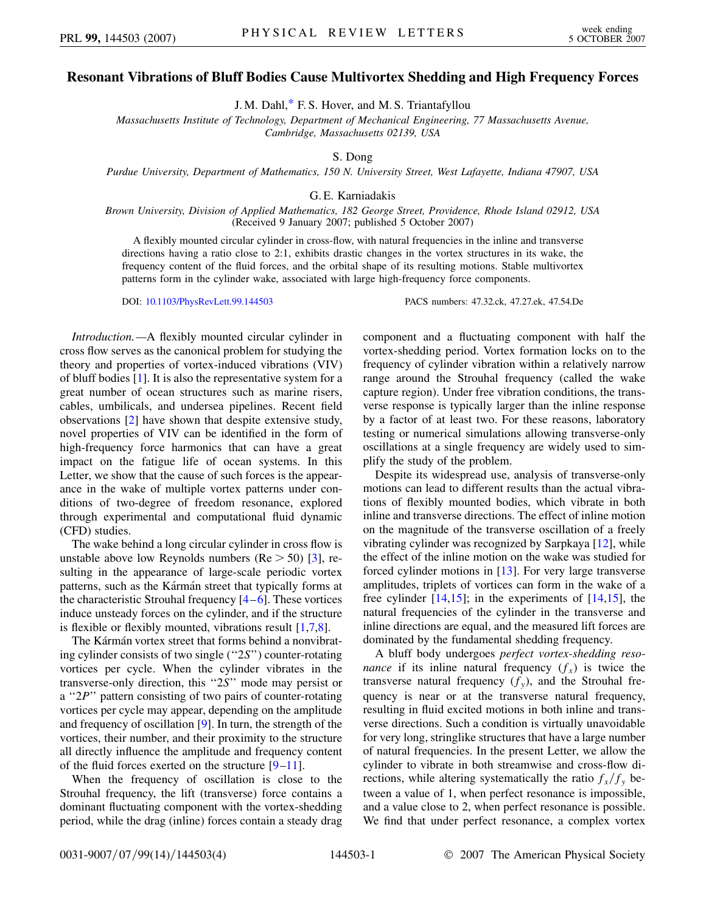# Resonant Vibrations of Bluff Bodies Cause Multivortex Shedding and High Frequency Forces

J. M. Dahl,* F. S. Hover, and M. S. Triantafyllou

*Massachusetts Institute of Technology, Department of Mechanical Engineering, 77 Massachusetts Avenue, Cambridge, Massachusetts 02139, USA*

S. Dong

*Purdue University, Department of Mathematics, 150 N. University Street, West Lafayette, Indiana 47907, USA*

G. E. Karniadakis

*Brown University, Division of Applied Mathematics, 182 George Street, Providence, Rhode Island 02912, USA*
(Received 9 January 2007; published 5 October 2007)

A flexibly mounted circular cylinder in cross-flow, with natural frequencies in the inline and transverse directions having a ratio close to 2:1, exhibits drastic changes in the vortex structures in its wake, the frequency content of the fluid forces, and the orbital shape of its resulting motions. Stable multivortex patterns form in the cylinder wake, associated with large high-frequency force components.

DOI: 10.1103/PhysRevLett.99.144503 PACS numbers: 47.32.ck, 47.27.ek, 47.54.De

*Introduction.*—A flexibly mounted circular cylinder in cross flow serves as the canonical problem for studying the theory and properties of vortex-induced vibrations (VIV) of bluff bodies [1]. It is also the representative system for a great number of ocean structures such as marine risers, cables, umbilicals, and undersea pipelines. Recent field observations [2] have shown that despite extensive study, novel properties of VIV can be identified in the form of high-frequency force harmonics that can have a great impact on the fatigue life of ocean systems. In this Letter, we show that the cause of such forces is the appearance in the wake of multiple vortex patterns under conditions of two-degree of freedom resonance, explored through experimental and computational fluid dynamic (CFD) studies.

The wake behind a long circular cylinder in cross flow is unstable above low Reynolds numbers ($\mathrm{Re} > 50$) [3], resulting in the appearance of large-scale periodic vortex patterns, such as the Kármán street that typically forms at the characteristic Strouhal frequency [4–6]. These vortices induce unsteady forces on the cylinder, and if the structure is flexible or flexibly mounted, vibrations result [1,7,8].

The Kármán vortex street that forms behind a nonvibrating cylinder consists of two single (“2$S$”) counter-rotating vortices per cycle. When the cylinder vibrates in the transverse-only direction, this “2$S$” mode may persist or a “2$P$” pattern consisting of two pairs of counter-rotating vortices per cycle may appear, depending on the amplitude and frequency of oscillation [9]. In turn, the strength of the vortices, their number, and their proximity to the structure all directly influence the amplitude and frequency content of the fluid forces exerted on the structure [9–11].

When the frequency of oscillation is close to the Strouhal frequency, the lift (transverse) force contains a dominant fluctuating component with the vortex-shedding period, while the drag (inline) forces contain a steady drag component and a fluctuating component with half the vortex-shedding period. Vortex formation locks on to the frequency of cylinder vibration within a relatively narrow range around the Strouhal frequency (called the wake capture region). Under free vibration conditions, the transverse response is typically larger than the inline response by a factor of at least two. For these reasons, laboratory testing or numerical simulations allowing transverse-only oscillations at a single frequency are widely used to simplify the study of the problem.

Despite its widespread use, analysis of transverse-only motions can lead to different results than the actual vibrations of flexibly mounted bodies, which vibrate in both inline and transverse directions. The effect of inline motion on the magnitude of the transverse oscillation of a freely vibrating cylinder was recognized by Sarpkaya [12], while the effect of the inline motion on the wake was studied for forced cylinder motions in [13]. For very large transverse amplitudes, triplets of vortices can form in the wake of a free cylinder [14,15]; in the experiments of [14,15], the natural frequencies of the cylinder in the transverse and inline directions are equal, and the measured lift forces are dominated by the fundamental shedding frequency.

A bluff body undergoes *perfect vortex-shedding resonance* if its inline natural frequency ($f_x$) is twice the transverse natural frequency ($f_y$), and the Strouhal frequency is near or at the transverse natural frequency, resulting in fluid excited motions in both inline and transverse directions. Such a condition is virtually unavoidable for very long, stringlike structures that have a large number of natural frequencies. In the present Letter, we allow the cylinder to vibrate in both streamwise and cross-flow directions, while altering systematically the ratio $f_x/f_y$ between a value of 1, when perfect resonance is impossible, and a value close to 2, when perfect resonance is possible. We find that under perfect resonance, a complex vortex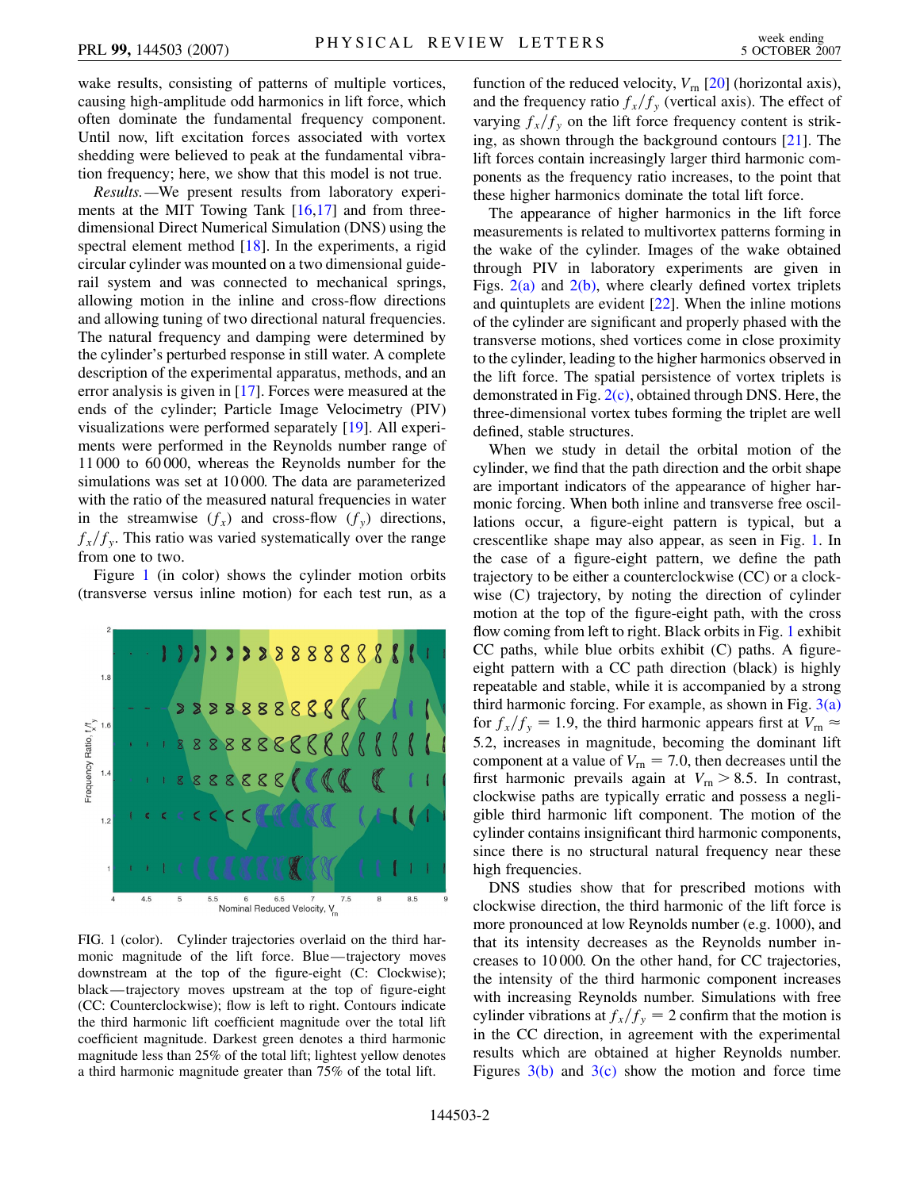wake results, consisting of patterns of multiple vortices, causing high-amplitude odd harmonics in lift force, which often dominate the fundamental frequency component. Until now, lift excitation forces associated with vortex shedding were believed to peak at the fundamental vibration frequency; here, we show that this model is not true.

*Results.*—We present results from laboratory experiments at the MIT Towing Tank [16,17] and from three-dimensional Direct Numerical Simulation (DNS) using the spectral element method [18]. In the experiments, a rigid circular cylinder was mounted on a two dimensional guiderail system and was connected to mechanical springs, allowing motion in the inline and cross-flow directions and allowing tuning of two directional natural frequencies. The natural frequency and damping were determined by the cylinder's perturbed response in still water. A complete description of the experimental apparatus, methods, and an error analysis is given in [17]. Forces were measured at the ends of the cylinder; Particle Image Velocimetry (PIV) visualizations were performed separately [19]. All experiments were performed in the Reynolds number range of 11 000 to 60 000, whereas the Reynolds number for the simulations was set at 10 000. The data are parameterized with the ratio of the measured natural frequencies in water in the streamwise ($f_x$) and cross-flow ($f_y$) directions, $f_x/f_y$. This ratio was varied systematically over the range from one to two.

Figure 1 (in color) shows the cylinder motion orbits (transverse versus inline motion) for each test run, as a function of the reduced velocity, $V_{rn}$ [20] (horizontal axis), and the frequency ratio $f_x/f_y$ (vertical axis). The effect of varying $f_x/f_y$ on the lift force frequency content is striking, as shown through the background contours [21]. The lift forces contain increasingly larger third harmonic components as the frequency ratio increases, to the point that these higher harmonics dominate the total lift force.

FIG. 1 (color). Cylinder trajectories overlaid on the third harmonic magnitude of the lift force. Blue—trajectory moves downstream at the top of the figure-eight (C: Clockwise); black—trajectory moves upstream at the top of figure-eight (CC: Counterclockwise); flow is left to right. Contours indicate the third harmonic lift coefficient magnitude over the total lift coefficient magnitude. Darkest green denotes a third harmonic magnitude less than 25% of the total lift; lightest yellow denotes a third harmonic magnitude greater than 75% of the total lift.

The appearance of higher harmonics in the lift force measurements is related to multivortex patterns forming in the wake of the cylinder. Images of the wake obtained through PIV in laboratory experiments are given in Figs. 2(a) and 2(b), where clearly defined vortex triplets and quintuplets are evident [22]. When the inline motions of the cylinder are significant and properly phased with the transverse motions, shed vortices come in close proximity to the cylinder, leading to the higher harmonics observed in the lift force. The spatial persistence of vortex triplets is demonstrated in Fig. 2(c), obtained through DNS. Here, the three-dimensional vortex tubes forming the triplet are well defined, stable structures.

When we study in detail the orbital motion of the cylinder, we find that the path direction and the orbit shape are important indicators of the appearance of higher harmonic forcing. When both inline and transverse free oscillations occur, a figure-eight pattern is typical, but a crescentlike shape may also appear, as seen in Fig. 1. In the case of a figure-eight pattern, we define the path trajectory to be either a counterclockwise (CC) or a clockwise (C) trajectory, by noting the direction of cylinder motion at the top of the figure-eight path, with the cross flow coming from left to right. Black orbits in Fig. 1 exhibit CC paths, while blue orbits exhibit (C) paths. A figure-eight pattern with a CC path direction (black) is highly repeatable and stable, while it is accompanied by a strong third harmonic forcing. For example, as shown in Fig. 3(a) for $f_x/f_y = 1.9$, the third harmonic appears first at $V_{rn} \approx 5.2$, increases in magnitude, becoming the dominant lift component at a value of $V_{rn} = 7.0$, then decreases until the first harmonic prevails again at $V_{rn} > 8.5$. In contrast, clockwise paths are typically erratic and possess a negligible third harmonic lift component. The motion of the cylinder contains insignificant third harmonic components, since there is no structural natural frequency near these high frequencies.

DNS studies show that for prescribed motions with clockwise direction, the third harmonic of the lift force is more pronounced at low Reynolds number (e.g. 1000), and that its intensity decreases as the Reynolds number increases to 10 000. On the other hand, for CC trajectories, the intensity of the third harmonic component increases with increasing Reynolds number. Simulations with free cylinder vibrations at $f_x/f_y = 2$ confirm that the motion is in the CC direction, in agreement with the experimental results which are obtained at higher Reynolds number. Figures 3(b) and 3(c) show the motion and force time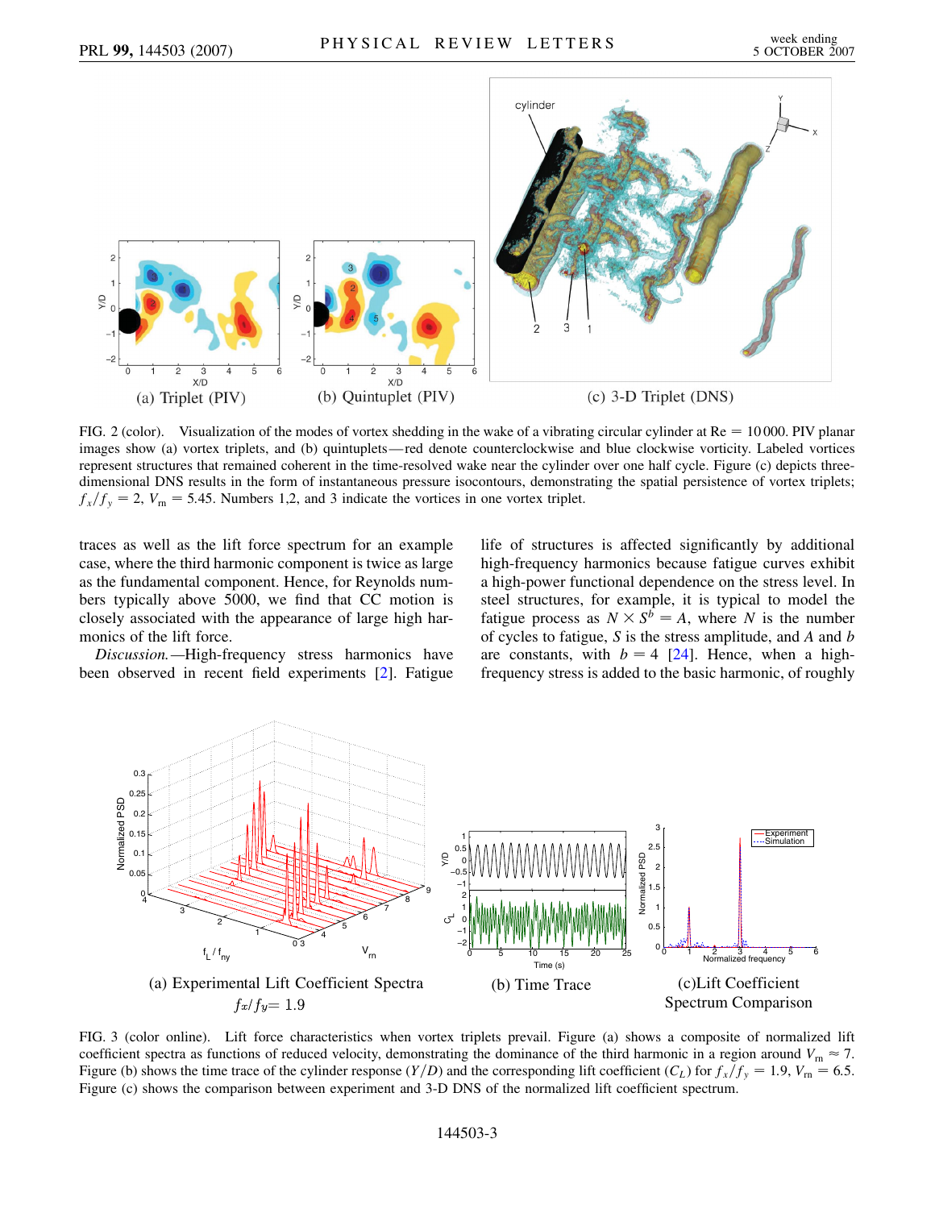(a) Triplet (PIV)

(b) Quintuplet (PIV)

(c) 3-D Triplet (DNS)

FIG. 2 (color). Visualization of the modes of vortex shedding in the wake of a vibrating circular cylinder at Re = 10 000. PIV planar images show (a) vortex triplets, and (b) quintuplets—red denote counterclockwise and blue clockwise vorticity. Labeled vortices represent structures that remained coherent in the time-resolved wake near the cylinder over one half cycle. Figure (c) depicts three-dimensional DNS results in the form of instantaneous pressure isocontours, demonstrating the spatial persistence of vortex triplets; $f_x/f_y = 2$, $V_{\rm rn} = 5.45$. Numbers 1,2, and 3 indicate the vortices in one vortex triplet.

traces as well as the lift force spectrum for an example case, where the third harmonic component is twice as large as the fundamental component. Hence, for Reynolds numbers typically above 5000, we find that CC motion is closely associated with the appearance of large high harmonics of the lift force.

*Discussion.*—High-frequency stress harmonics have been observed in recent field experiments [2]. Fatigue life of structures is affected significantly by additional high-frequency harmonics because fatigue curves exhibit a high-power functional dependence on the stress level. In steel structures, for example, it is typical to model the fatigue process as $N \times S^b = A$, where $N$ is the number of cycles to fatigue, $S$ is the stress amplitude, and $A$ and $b$ are constants, with $b = 4$ [24]. Hence, when a high-frequency stress is added to the basic harmonic, of roughly

(a) Experimental Lift Coefficient Spectra $f_x/f_y = 1.9$

(b) Time Trace

(c) Lift Coefficient Spectrum Comparison

FIG. 3 (color online). Lift force characteristics when vortex triplets prevail. Figure (a) shows a composite of normalized lift coefficient spectra as functions of reduced velocity, demonstrating the dominance of the third harmonic in a region around $V_{\rm rn} \approx 7$. Figure (b) shows the time trace of the cylinder response ($Y/D$) and the corresponding lift coefficient ($C_L$) for $f_x/f_y = 1.9$, $V_{\rm rn} = 6.5$. Figure (c) shows the comparison between experiment and 3-D DNS of the normalized lift coefficient spectrum.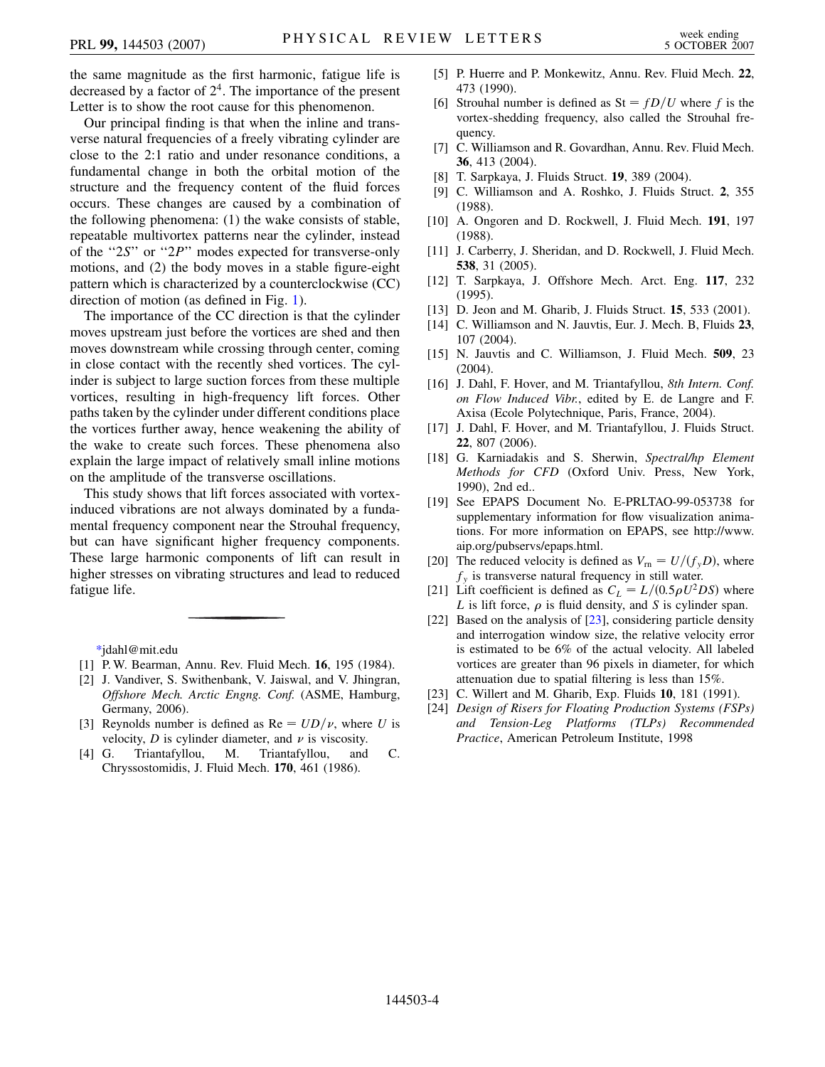the same magnitude as the first harmonic, fatigue life is decreased by a factor of $2^4$. The importance of the present Letter is to show the root cause for this phenomenon.

Our principal finding is that when the inline and transverse natural frequencies of a freely vibrating cylinder are close to the 2:1 ratio and under resonance conditions, a fundamental change in both the orbital motion of the structure and the frequency content of the fluid forces occurs. These changes are caused by a combination of the following phenomena: (1) the wake consists of stable, repeatable multivortex patterns near the cylinder, instead of the "2*S*" or "2*P*" modes expected for transverse-only motions, and (2) the body moves in a stable figure-eight pattern which is characterized by a counterclockwise (CC) direction of motion (as defined in Fig. 1).

The importance of the CC direction is that the cylinder moves upstream just before the vortices are shed and then moves downstream while crossing through center, coming in close contact with the recently shed vortices. The cylinder is subject to large suction forces from these multiple vortices, resulting in high-frequency lift forces. Other paths taken by the cylinder under different conditions place the vortices further away, hence weakening the ability of the wake to create such forces. These phenomena also explain the large impact of relatively small inline motions on the amplitude of the transverse oscillations.

This study shows that lift forces associated with vortex-induced vibrations are not always dominated by a fundamental frequency component near the Strouhal frequency, but can have significant higher frequency components. These large harmonic components of lift can result in higher stresses on vibrating structures and lead to reduced fatigue life.

---

*jdahl@mit.edu

[1] P. W. Bearman, Annu. Rev. Fluid Mech. **16**, 195 (1984).

[2] J. Vandiver, S. Swithenbank, V. Jaiswal, and V. Jhingran, *Offshore Mech. Arctic Engng. Conf.* (ASME, Hamburg, Germany, 2006).

[3] Reynolds number is defined as $\mathrm{Re} = UD/\nu$, where $U$ is velocity, $D$ is cylinder diameter, and $\nu$ is viscosity.

[4] G. Triantafyllou, M. Triantafyllou, and C. Chryssostomidis, J. Fluid Mech. **170**, 461 (1986).

[5] P. Huerre and P. Monkewitz, Annu. Rev. Fluid Mech. **22**, 473 (1990).

[6] Strouhal number is defined as $\mathrm{St} = fD/U$ where $f$ is the vortex-shedding frequency, also called the Strouhal frequency.

[7] C. Williamson and R. Govardhan, Annu. Rev. Fluid Mech. **36**, 413 (2004).

[8] T. Sarpkaya, J. Fluids Struct. **19**, 389 (2004).

[9] C. Williamson and A. Roshko, J. Fluids Struct. **2**, 355 (1988).

[10] A. Ongoren and D. Rockwell, J. Fluid Mech. **191**, 197 (1988).

[11] J. Carberry, J. Sheridan, and D. Rockwell, J. Fluid Mech. **538**, 31 (2005).

[12] T. Sarpkaya, J. Offshore Mech. Arct. Eng. **117**, 232 (1995).

[13] D. Jeon and M. Gharib, J. Fluids Struct. **15**, 533 (2001).

[14] C. Williamson and N. Jauvtis, Eur. J. Mech. B, Fluids **23**, 107 (2004).

[15] N. Jauvtis and C. Williamson, J. Fluid Mech. **509**, 23 (2004).

[16] J. Dahl, F. Hover, and M. Triantafyllou, *8th Intern. Conf. on Flow Induced Vibr.*, edited by E. de Langre and F. Axisa (Ecole Polytechnique, Paris, France, 2004).

[17] J. Dahl, F. Hover, and M. Triantafyllou, J. Fluids Struct. **22**, 807 (2006).

[18] G. Karniadakis and S. Sherwin, *Spectral/hp Element Methods for CFD* (Oxford Univ. Press, New York, 1990), 2nd ed..

[19] See EPAPS Document No. E-PRLTAO-99-053738 for supplementary information for flow visualization animations. For more information on EPAPS, see http://www.aip.org/pubservs/epaps.html.

[20] The reduced velocity is defined as $V_{rn} = U/(f_y D)$, where $f_y$ is transverse natural frequency in still water.

[21] Lift coefficient is defined as $C_L = L/(0.5\rho U^2 DS)$ where $L$ is lift force, $\rho$ is fluid density, and $S$ is cylinder span.

[22] Based on the analysis of [23], considering particle density and interrogation window size, the relative velocity error is estimated to be 6% of the actual velocity. All labeled vortices are greater than 96 pixels in diameter, for which attenuation due to spatial filtering is less than 15%.

[23] C. Willert and M. Gharib, Exp. Fluids **10**, 181 (1991).

[24] *Design of Risers for Floating Production Systems (FSPs) and Tension-Leg Platforms (TLPs) Recommended Practice*, American Petroleum Institute, 1998